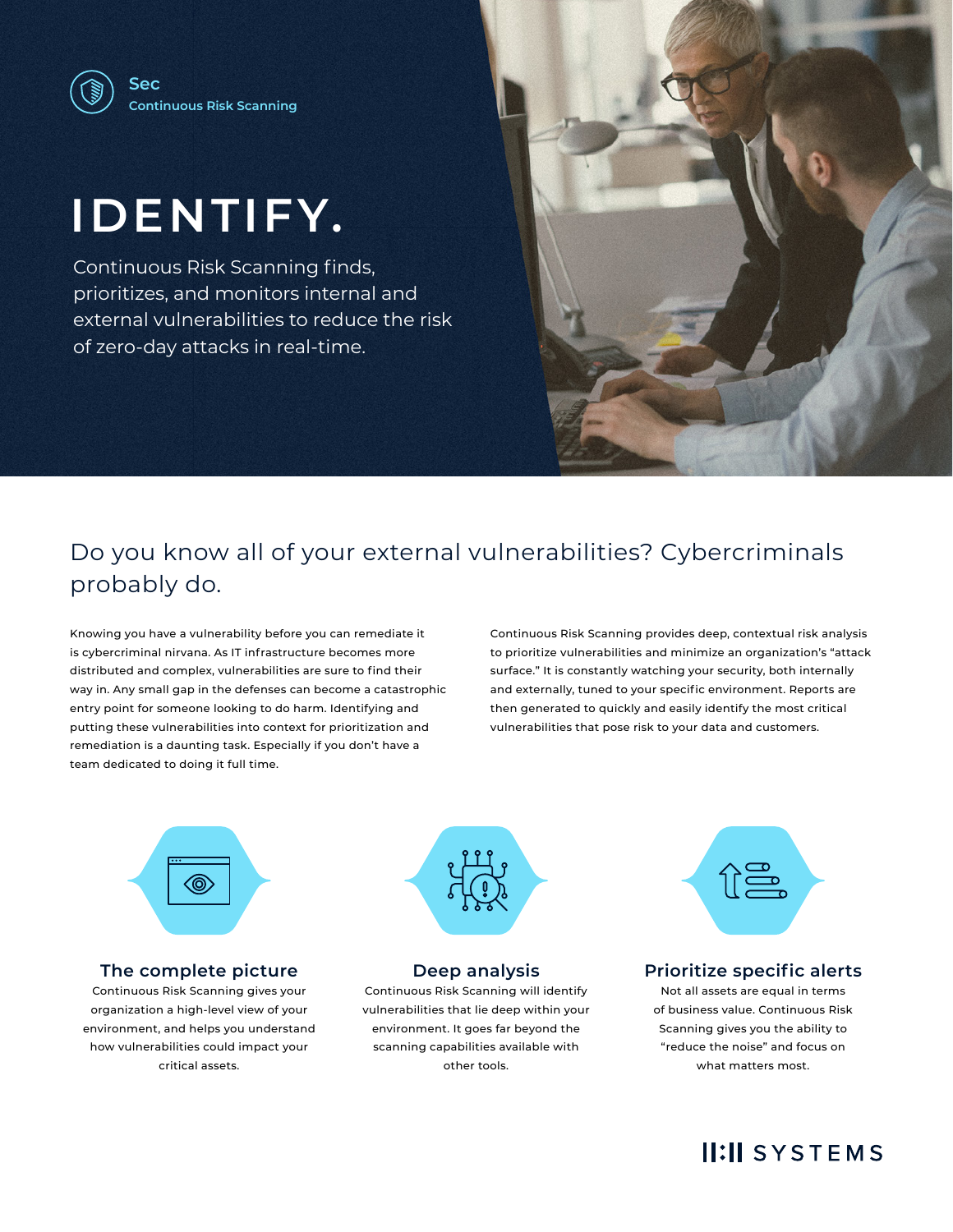Sec
Continuous Risk Scanning

# IDENTIFY.

Continuous Risk Scanning finds, prioritizes, and monitors internal and external vulnerabilities to reduce the risk of zero-day attacks in real-time.

## Do you know all of your external vulnerabilities? Cybercriminals probably do.

Knowing you have a vulnerability before you can remediate it is cybercriminal nirvana. As IT infrastructure becomes more distributed and complex, vulnerabilities are sure to find their way in. Any small gap in the defenses can become a catastrophic entry point for someone looking to do harm. Identifying and putting these vulnerabilities into context for prioritization and remediation is a daunting task. Especially if you don't have a team dedicated to doing it full time.

Continuous Risk Scanning provides deep, contextual risk analysis to prioritize vulnerabilities and minimize an organization's "attack surface." It is constantly watching your security, both internally and externally, tuned to your specific environment. Reports are then generated to quickly and easily identify the most critical vulnerabilities that pose risk to your data and customers.

### The complete picture

Continuous Risk Scanning gives your organization a high-level view of your environment, and helps you understand how vulnerabilities could impact your critical assets.

### Deep analysis

Continuous Risk Scanning will identify vulnerabilities that lie deep within your environment. It goes far beyond the scanning capabilities available with other tools.

### Prioritize specific alerts

Not all assets are equal in terms of business value. Continuous Risk Scanning gives you the ability to "reduce the noise" and focus on what matters most.

II:II SYSTEMS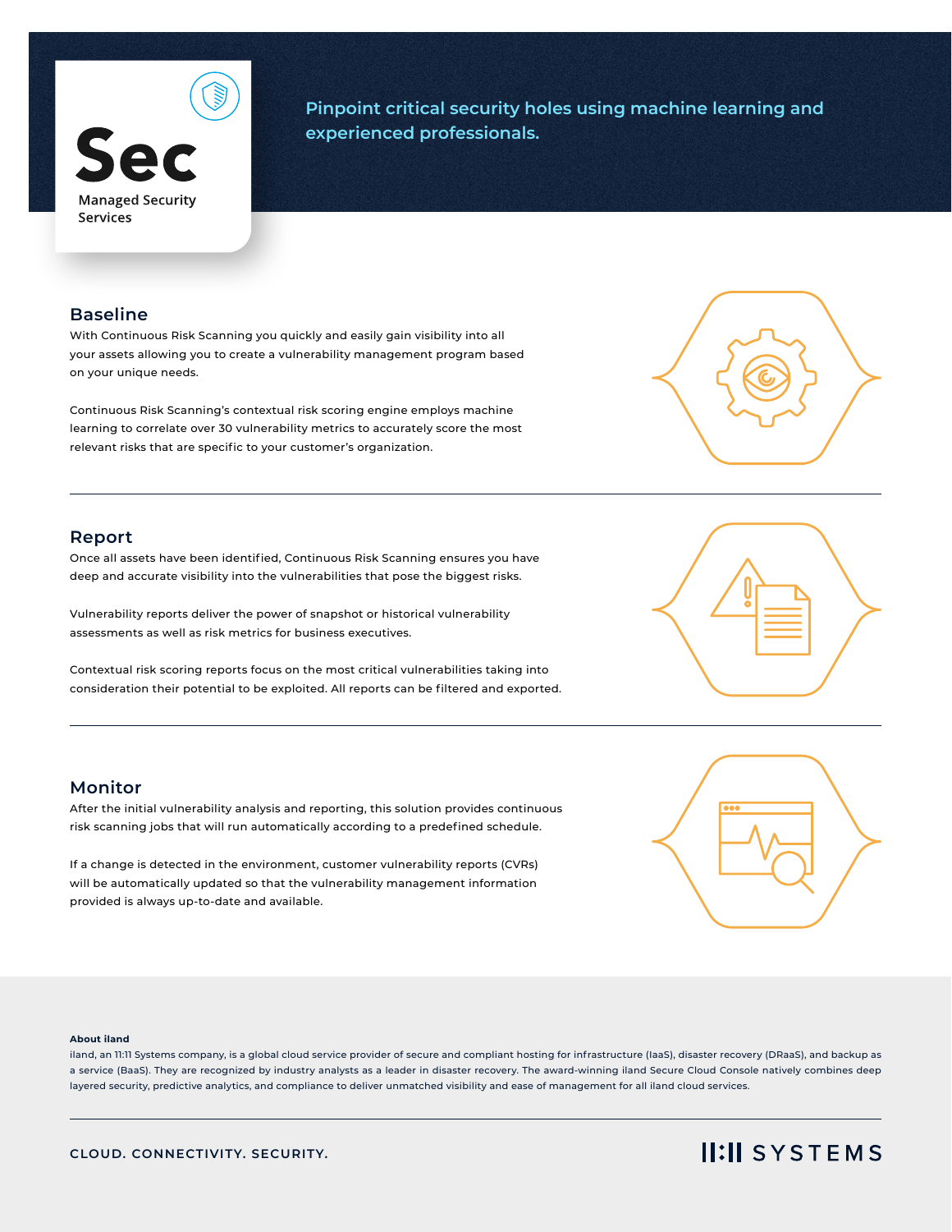# Sec

Managed Security Services

Pinpoint critical security holes using machine learning and experienced professionals.

## Baseline

With Continuous Risk Scanning you quickly and easily gain visibility into all your assets allowing you to create a vulnerability management program based on your unique needs.

Continuous Risk Scanning's contextual risk scoring engine employs machine learning to correlate over 30 vulnerability metrics to accurately score the most relevant risks that are specific to your customer's organization.

---

## Report

Once all assets have been identified, Continuous Risk Scanning ensures you have deep and accurate visibility into the vulnerabilities that pose the biggest risks.

Vulnerability reports deliver the power of snapshot or historical vulnerability assessments as well as risk metrics for business executives.

Contextual risk scoring reports focus on the most critical vulnerabilities taking into consideration their potential to be exploited. All reports can be filtered and exported.

---

## Monitor

After the initial vulnerability analysis and reporting, this solution provides continuous risk scanning jobs that will run automatically according to a predefined schedule.

If a change is detected in the environment, customer vulnerability reports (CVRs) will be automatically updated so that the vulnerability management information provided is always up-to-date and available.

**About iland**

iland, an 11:11 Systems company, is a global cloud service provider of secure and compliant hosting for infrastructure (IaaS), disaster recovery (DRaaS), and backup as a service (BaaS). They are recognized by industry analysts as a leader in disaster recovery. The award-winning iland Secure Cloud Console natively combines deep layered security, predictive analytics, and compliance to deliver unmatched visibility and ease of management for all iland cloud services.

---

CLOUD. CONNECTIVITY. SECURITY.

11:11 SYSTEMS